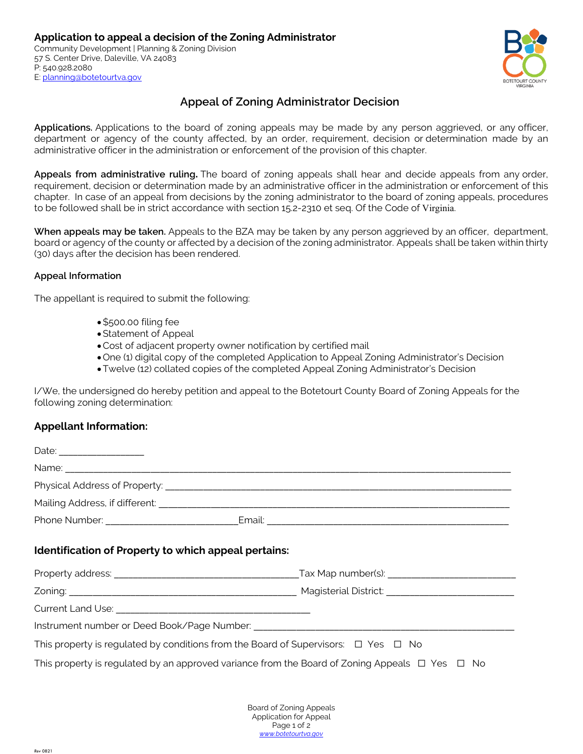**Application to appeal a decision of the Zoning Administrator**
Community Development | Planning & Zoning Division
57 S. Center Drive, Daleville, VA 24083
P: 540.928.2080
E: planning@botetourtva.gov

# Appeal of Zoning Administrator Decision

**Applications.** Applications to the board of zoning appeals may be made by any person aggrieved, or any officer, department or agency of the county affected, by an order, requirement, decision or determination made by an administrative officer in the administration or enforcement of the provision of this chapter.

**Appeals from administrative ruling.** The board of zoning appeals shall hear and decide appeals from any order, requirement, decision or determination made by an administrative officer in the administration or enforcement of this chapter. In case of an appeal from decisions by the zoning administrator to the board of zoning appeals, procedures to be followed shall be in strict accordance with section 15.2-2310 et seq. Of the Code of Virginia.

**When appeals may be taken.** Appeals to the BZA may be taken by any person aggrieved by an officer, department, board or agency of the county or affected by a decision of the zoning administrator. Appeals shall be taken within thirty (30) days after the decision has been rendered.

### Appeal Information

The appellant is required to submit the following:

- $500.00 filing fee
- Statement of Appeal
- Cost of adjacent property owner notification by certified mail
- One (1) digital copy of the completed Application to Appeal Zoning Administrator's Decision
- Twelve (12) collated copies of the completed Appeal Zoning Administrator's Decision

I/We, the undersigned do hereby petition and appeal to the Botetourt County Board of Zoning Appeals for the following zoning determination:

## Appellant Information:

Date: ________________

Name: ____________________________________________________________________________________

Physical Address of Property: ______________________________________________________________

Mailing Address, if different: ______________________________________________________________

Phone Number: _________________________ Email: _____________________________________________

## Identification of Property to which appeal pertains:

Property address: ___________________________________ Tax Map number(s): ________________________

Zoning: ____________________________________________ Magisterial District: ________________________

Current Land Use: _____________________________________

Instrument number or Deed Book/Page Number: __________________________________________________

This property is regulated by conditions from the Board of Supervisors: ☐ Yes ☐ No

This property is regulated by an approved variance from the Board of Zoning Appeals ☐ Yes ☐ No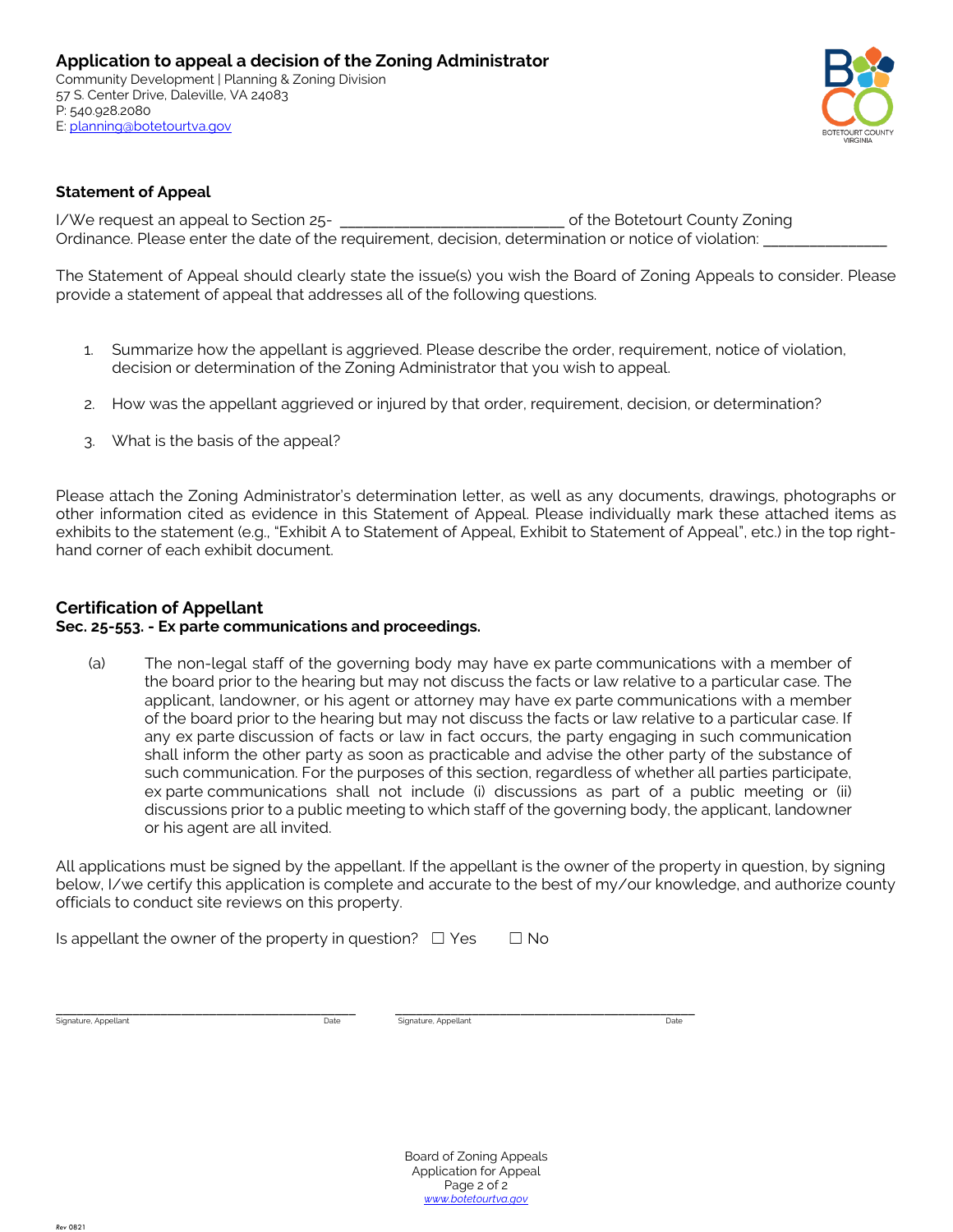# Application to appeal a decision of the Zoning Administrator

Community Development | Planning & Zoning Division
57 S. Center Drive, Daleville, VA 24083
P: 540.928.2080
E: planning@botetourtva.gov

### Statement of Appeal

I/We request an appeal to Section 25- ___________________________ of the Botetourt County Zoning Ordinance. Please enter the date of the requirement, decision, determination or notice of violation: _______________

The Statement of Appeal should clearly state the issue(s) you wish the Board of Zoning Appeals to consider. Please provide a statement of appeal that addresses all of the following questions.

1. Summarize how the appellant is aggrieved. Please describe the order, requirement, notice of violation, decision or determination of the Zoning Administrator that you wish to appeal.
2. How was the appellant aggrieved or injured by that order, requirement, decision, or determination?
3. What is the basis of the appeal?

Please attach the Zoning Administrator's determination letter, as well as any documents, drawings, photographs or other information cited as evidence in this Statement of Appeal. Please individually mark these attached items as exhibits to the statement (e.g., "Exhibit A to Statement of Appeal, Exhibit to Statement of Appeal", etc.) in the top right-hand corner of each exhibit document.

## Certification of Appellant

**Sec. 25-553. - Ex parte communications and proceedings.**

(a) The non-legal staff of the governing body may have ex parte communications with a member of the board prior to the hearing but may not discuss the facts or law relative to a particular case. The applicant, landowner, or his agent or attorney may have ex parte communications with a member of the board prior to the hearing but may not discuss the facts or law relative to a particular case. If any ex parte discussion of facts or law in fact occurs, the party engaging in such communication shall inform the other party as soon as practicable and advise the other party of the substance of such communication. For the purposes of this section, regardless of whether all parties participate, ex parte communications shall not include (i) discussions as part of a public meeting or (ii) discussions prior to a public meeting to which staff of the governing body, the applicant, landowner or his agent are all invited.

All applications must be signed by the appellant. If the appellant is the owner of the property in question, by signing below, I/we certify this application is complete and accurate to the best of my/our knowledge, and authorize county officials to conduct site reviews on this property.

Is appellant the owner of the property in question? ☐ Yes ☐ No

_______________________________________ _______________________________________
Signature, Appellant Date Signature, Appellant Date

Board of Zoning Appeals
Application for Appeal

www.botetourtva.gov

Rev 0821